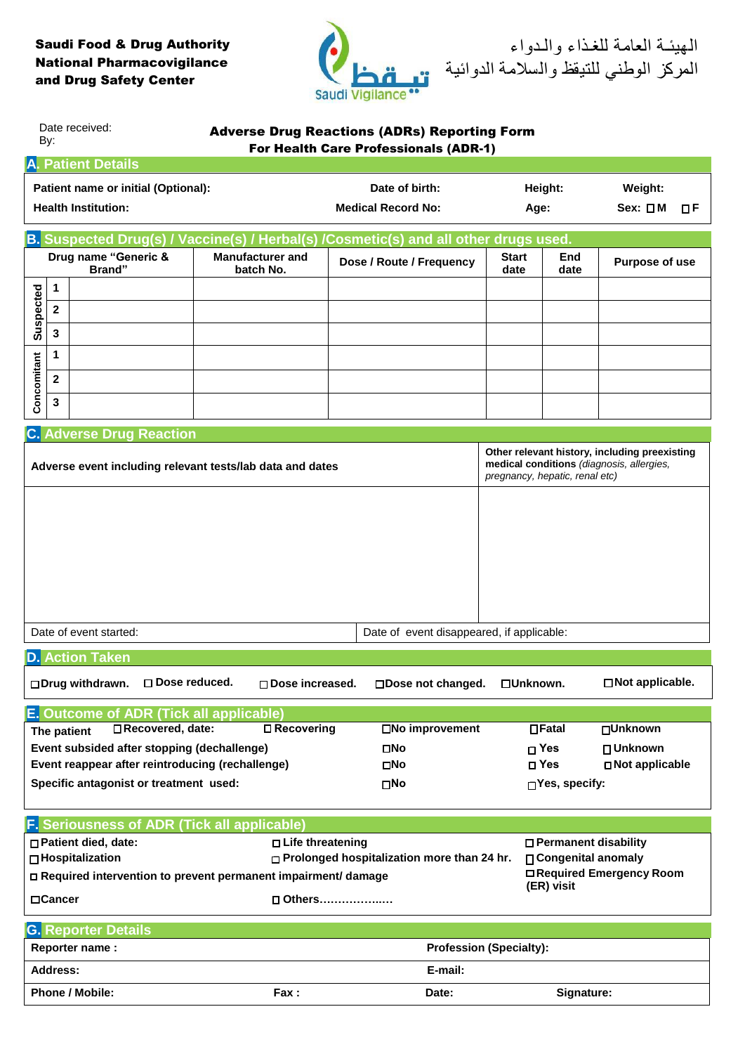**Saudi Food & Drug Authority**
**National Pharmacovigilance and Drug Safety Center**

الهيئـة العامة للغذاء والـدواء
المركز الوطني للتيقظ والسلامة الدوائية

تيقظ
Saudi Vigilance

Date received:
By:

# Adverse Drug Reactions (ADRs) Reporting Form
## For Health Care Professionals (ADR-1)

## A. Patient Details

| | | | |
|---|---|---|---|
| **Patient name or initial (Optional):** | **Date of birth:** | **Height:** | **Weight:** |
| **Health Institution:** | **Medical Record No:** | **Age:** | **Sex:** ☐ **M** ☐ **F** |

## B. Suspected Drug(s) / Vaccine(s) / Herbal(s) /Cosmetic(s) and all other drugs used.

| | | Drug name "Generic & Brand" | Manufacturer and batch No. | Dose / Route / Frequency | Start date | End date | Purpose of use |
|---|---|---|---|---|---|---|---|
| Suspected | 1 | | | | | | |
| | 2 | | | | | | |
| | 3 | | | | | | |
| Concomitant | 1 | | | | | | |
| | 2 | | | | | | |
| | 3 | | | | | | |

## C. Adverse Drug Reaction

| **Adverse event including relevant tests/lab data and dates** | **Other relevant history, including preexisting medical conditions** *(diagnosis, allergies, pregnancy, hepatic, renal etc)* |
|---|---|
| | |

| | |
|---|---|
| Date of event started: | Date of event disappeared, if applicable: |

## D. Action Taken

☐**Drug withdrawn.** ☐ **Dose reduced.** ☐ **Dose increased.** ☐**Dose not changed.** ☐**Unknown.** ☐**Not applicable.**

## E. Outcome of ADR (Tick all applicable)

| | | | | | |
|---|---|---|---|---|---|
| **The patient** | ☐**Recovered, date:** | ☐ **Recovering** | ☐**No improvement** | ☐**Fatal** | ☐**Unknown** |
| **Event subsided after stopping (dechallenge)** | | | ☐**No** | ☐ **Yes** | ☐ **Unknown** |
| **Event reappear after reintroducing (rechallenge)** | | | ☐**No** | ☐ **Yes** | ☐**Not applicable** |
| **Specific antagonist or treatment used:** | | | ☐**No** | ☐**Yes, specify:** | |

## F. Seriousness of ADR (Tick all applicable)

| | | |
|---|---|---|
| ☐**Patient died, date:** | ☐**Life threatening** | ☐**Permanent disability** |
| ☐**Hospitalization** | ☐ **Prolonged hospitalization more than 24 hr.** | ☐**Congenital anomaly** |
| ☐ **Required intervention to prevent permanent impairment/ damage** | | ☐**Required Emergency Room (ER) visit** |
| ☐**Cancer** | ☐ **Others……………..…** | |

## G. Reporter Details

| | | | |
|---|---|---|---|
| **Reporter name :** | | **Profession (Specialty):** | |
| **Address:** | | **E-mail:** | |
| **Phone / Mobile:** | **Fax :** | **Date:** | **Signature:** |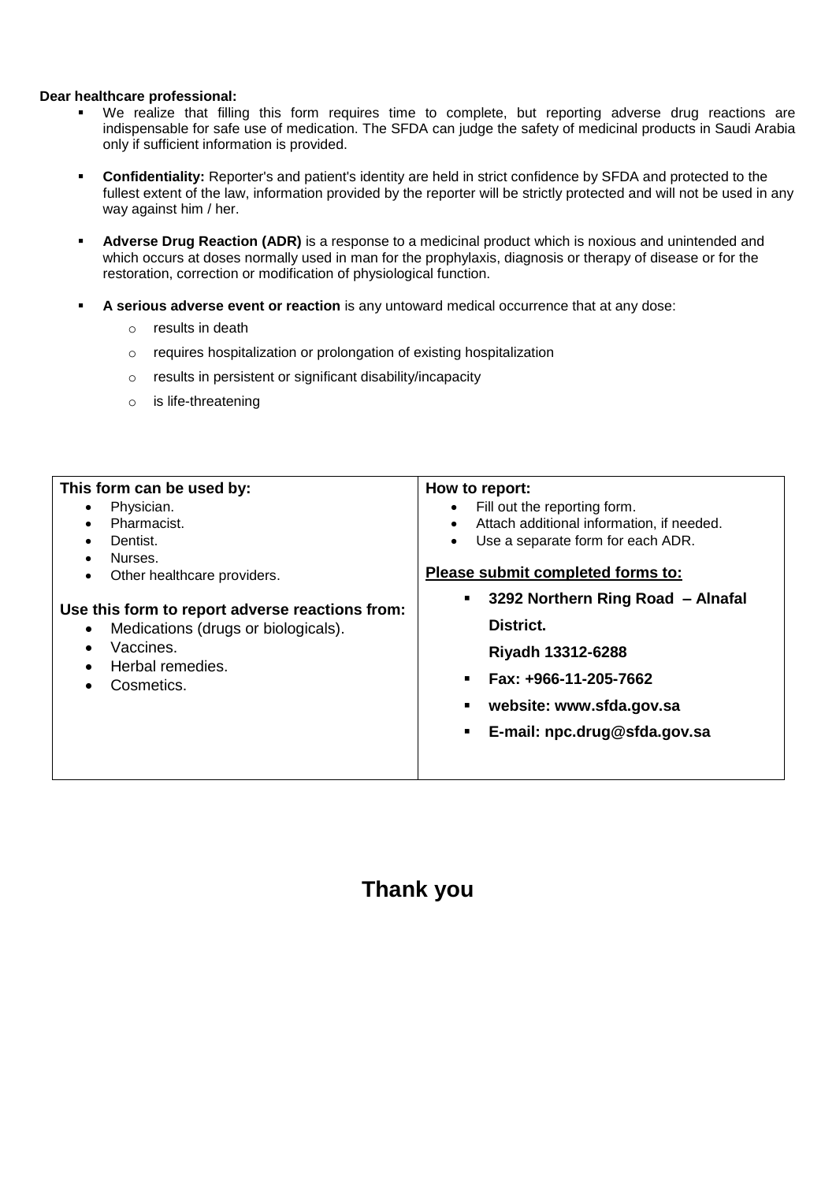**Dear healthcare professional:**

- We realize that filling this form requires time to complete, but reporting adverse drug reactions are indispensable for safe use of medication. The SFDA can judge the safety of medicinal products in Saudi Arabia only if sufficient information is provided.
- **Confidentiality:** Reporter's and patient's identity are held in strict confidence by SFDA and protected to the fullest extent of the law, information provided by the reporter will be strictly protected and will not be used in any way against him / her.
- **Adverse Drug Reaction (ADR)** is a response to a medicinal product which is noxious and unintended and which occurs at doses normally used in man for the prophylaxis, diagnosis or therapy of disease or for the restoration, correction or modification of physiological function.
- **A serious adverse event or reaction** is any untoward medical occurrence that at any dose:
  - results in death
  - requires hospitalization or prolongation of existing hospitalization
  - results in persistent or significant disability/incapacity
  - is life-threatening

**This form can be used by:**

- Physician.
- Pharmacist.
- Dentist.
- Nurses.
- Other healthcare providers.

**Use this form to report adverse reactions from:**

- Medications (drugs or biologicals).
- Vaccines.
- Herbal remedies.
- Cosmetics.

**How to report:**

- Fill out the reporting form.
- Attach additional information, if needed.
- Use a separate form for each ADR.

**Please submit completed forms to:**

- **3292 Northern Ring Road – Alnafal District. Riyadh 13312-6288**
- **Fax: +966-11-205-7662**
- **website: www.sfda.gov.sa**
- **E-mail: npc.drug@sfda.gov.sa**

## Thank you